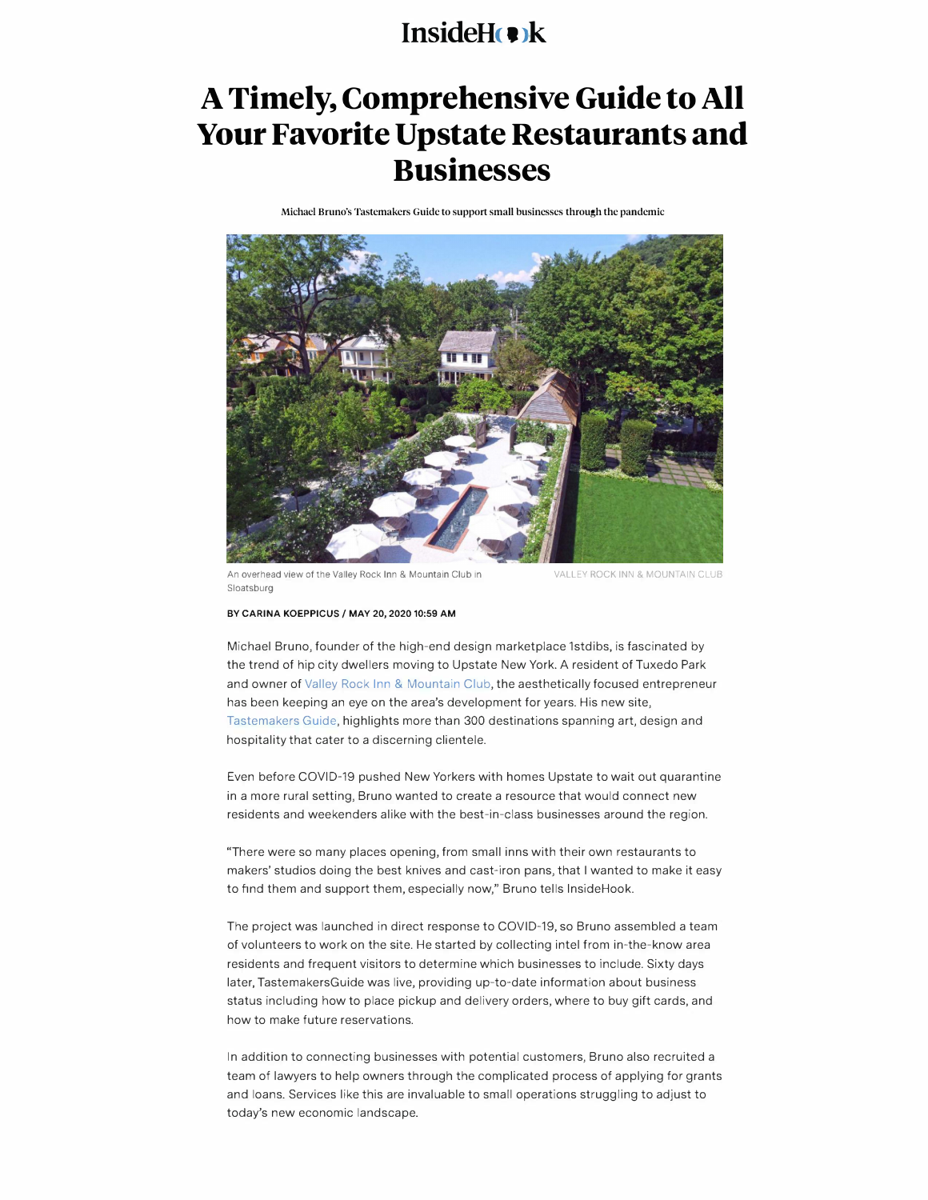InsideHook

# A Timely, Comprehensive Guide to All Your Favorite Upstate Restaurants and Businesses

**Michael Bruno's Tastemakers Guide to support small businesses through the pandemic**

An overhead view of the Valley Rock Inn & Mountain Club in Sloatsburg

VALLEY ROCK INN & MOUNTAIN CLUB

**BY CARINA KOEPPICUS / MAY 20, 2020 10:59 AM**

Michael Bruno, founder of the high-end design marketplace 1stdibs, is fascinated by the trend of hip city dwellers moving to Upstate New York. A resident of Tuxedo Park and owner of Valley Rock Inn & Mountain Club, the aesthetically focused entrepreneur has been keeping an eye on the area's development for years. His new site, Tastemakers Guide, highlights more than 300 destinations spanning art, design and hospitality that cater to a discerning clientele.

Even before COVID-19 pushed New Yorkers with homes Upstate to wait out quarantine in a more rural setting, Bruno wanted to create a resource that would connect new residents and weekenders alike with the best-in-class businesses around the region.

"There were so many places opening, from small inns with their own restaurants to makers' studios doing the best knives and cast-iron pans, that I wanted to make it easy to find them and support them, especially now," Bruno tells InsideHook.

The project was launched in direct response to COVID-19, so Bruno assembled a team of volunteers to work on the site. He started by collecting intel from in-the-know area residents and frequent visitors to determine which businesses to include. Sixty days later, TastemakersGuide was live, providing up-to-date information about business status including how to place pickup and delivery orders, where to buy gift cards, and how to make future reservations.

In addition to connecting businesses with potential customers, Bruno also recruited a team of lawyers to help owners through the complicated process of applying for grants and loans. Services like this are invaluable to small operations struggling to adjust to today's new economic landscape.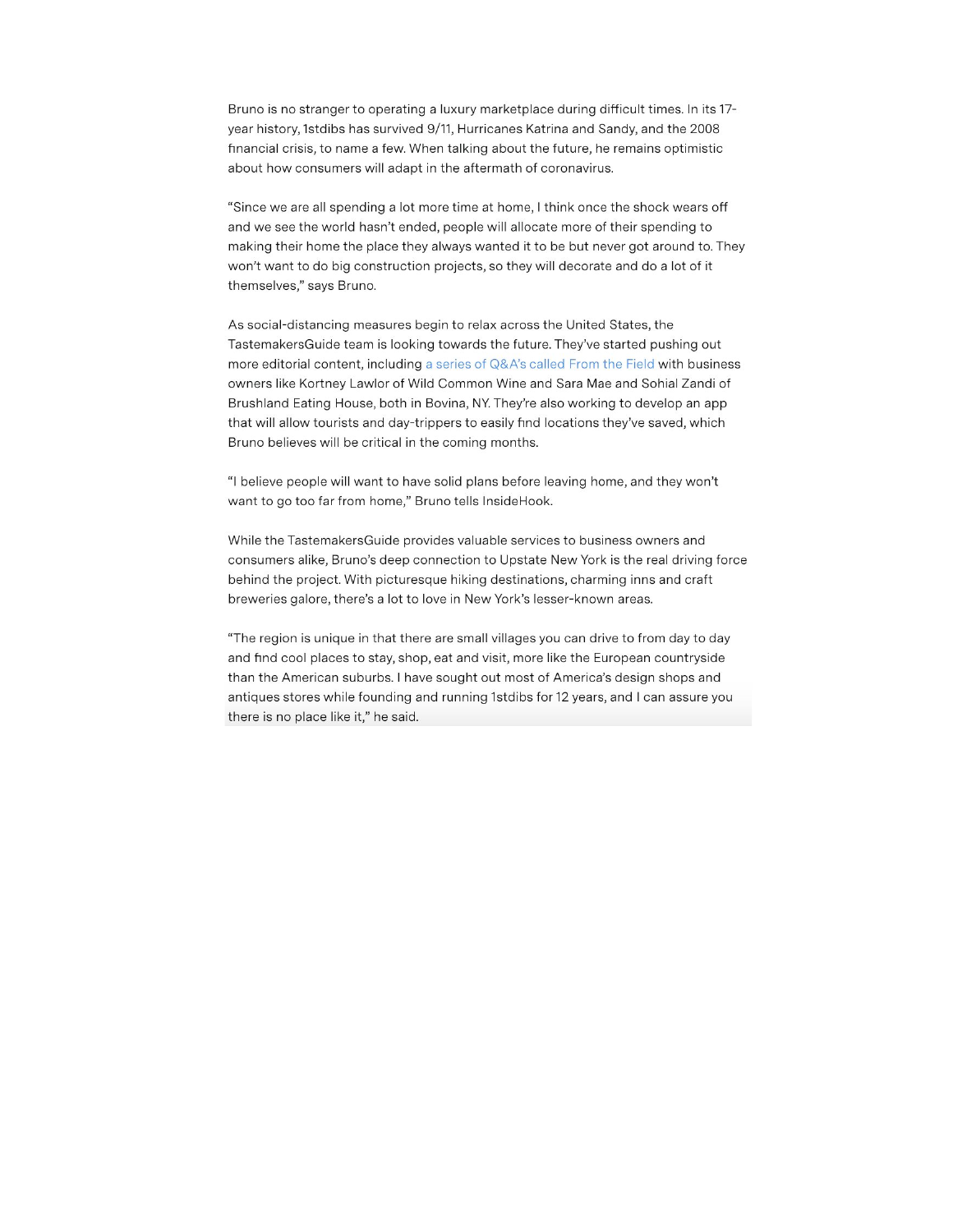Bruno is no stranger to operating a luxury marketplace during difficult times. In its 17-year history, 1stdibs has survived 9/11, Hurricanes Katrina and Sandy, and the 2008 financial crisis, to name a few. When talking about the future, he remains optimistic about how consumers will adapt in the aftermath of coronavirus.

"Since we are all spending a lot more time at home, I think once the shock wears off and we see the world hasn't ended, people will allocate more of their spending to making their home the place they always wanted it to be but never got around to. They won't want to do big construction projects, so they will decorate and do a lot of it themselves," says Bruno.

As social-distancing measures begin to relax across the United States, the TastemakersGuide team is looking towards the future. They've started pushing out more editorial content, including a series of Q&A's called From the Field with business owners like Kortney Lawlor of Wild Common Wine and Sara Mae and Sohial Zandi of Brushland Eating House, both in Bovina, NY. They're also working to develop an app that will allow tourists and day-trippers to easily find locations they've saved, which Bruno believes will be critical in the coming months.

"I believe people will want to have solid plans before leaving home, and they won't want to go too far from home," Bruno tells InsideHook.

While the TastemakersGuide provides valuable services to business owners and consumers alike, Bruno's deep connection to Upstate New York is the real driving force behind the project. With picturesque hiking destinations, charming inns and craft breweries galore, there's a lot to love in New York's lesser-known areas.

"The region is unique in that there are small villages you can drive to from day to day and find cool places to stay, shop, eat and visit, more like the European countryside than the American suburbs. I have sought out most of America's design shops and antiques stores while founding and running 1stdibs for 12 years, and I can assure you there is no place like it," he said.